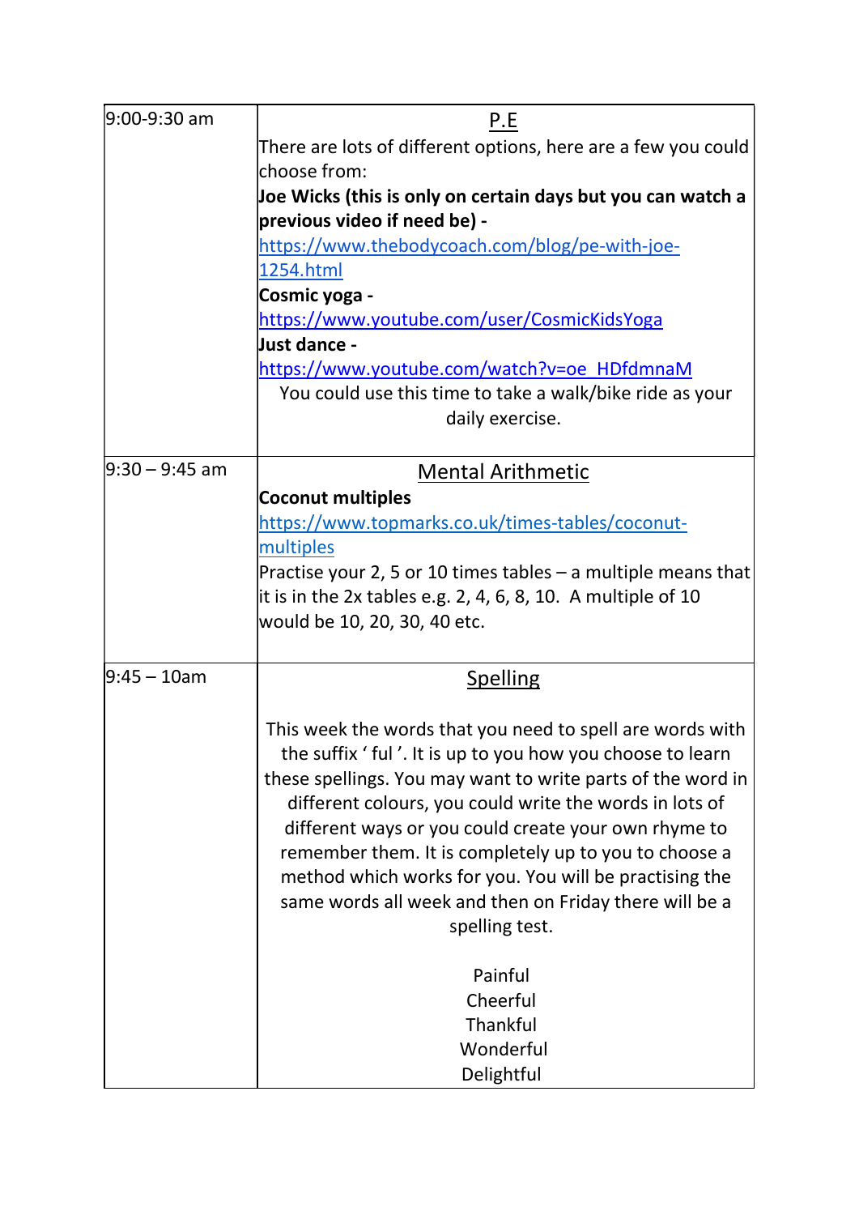| | |
|---|---|
| 9:00-9:30 am | <u>P.E</u><br>There are lots of different options, here are a few you could choose from:<br>**Joe Wicks (this is only on certain days but you can watch a previous video if need be) -**<br>https://www.thebodycoach.com/blog/pe-with-joe-1254.html<br>**Cosmic yoga -**<br>https://www.youtube.com/user/CosmicKidsYoga<br>**Just dance -**<br>https://www.youtube.com/watch?v=oe_HDfdmnaM<br>You could use this time to take a walk/bike ride as your daily exercise. |
| 9:30 – 9:45 am | <u>Mental Arithmetic</u><br>**Coconut multiples**<br>https://www.topmarks.co.uk/times-tables/coconut-multiples<br>Practise your 2, 5 or 10 times tables – a multiple means that it is in the 2x tables e.g. 2, 4, 6, 8, 10. A multiple of 10 would be 10, 20, 30, 40 etc. |
| 9:45 – 10am | <u>Spelling</u><br><br>This week the words that you need to spell are words with the suffix ' ful '. It is up to you how you choose to learn these spellings. You may want to write parts of the word in different colours, you could write the words in lots of different ways or you could create your own rhyme to remember them. It is completely up to you to choose a method which works for you. You will be practising the same words all week and then on Friday there will be a spelling test.<br><br>Painful<br>Cheerful<br>Thankful<br>Wonderful<br>Delightful |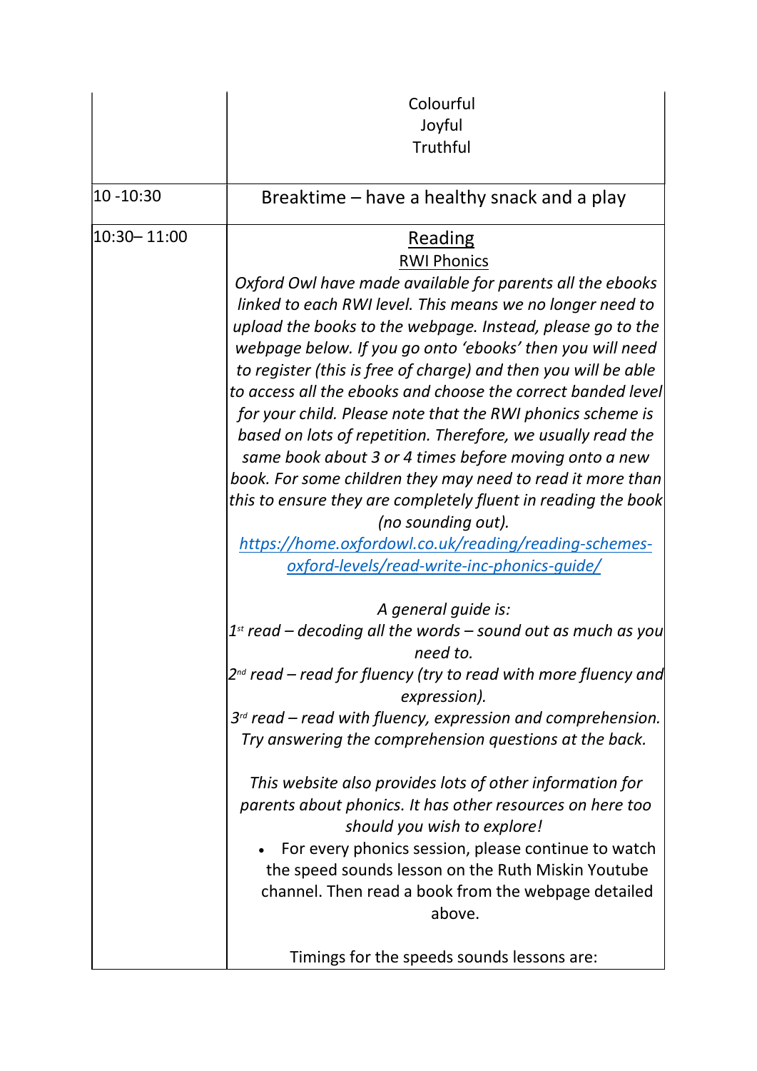| | |
|---|---|
| | Colourful<br>Joyful<br>Truthful |
| 10 -10:30 | Breaktime – have a healthy snack and a play |
| 10:30– 11:00 | <u>Reading</u><br><u>RWI Phonics</u><br>*Oxford Owl have made available for parents all the ebooks linked to each RWI level. This means we no longer need to upload the books to the webpage. Instead, please go to the webpage below. If you go onto 'ebooks' then you will need to register (this is free of charge) and then you will be able to access all the ebooks and choose the correct banded level for your child. Please note that the RWI phonics scheme is based on lots of repetition. Therefore, we usually read the same book about 3 or 4 times before moving onto a new book. For some children they may need to read it more than this to ensure they are completely fluent in reading the book (no sounding out).*<br>*https://home.oxfordowl.co.uk/reading/reading-schemes-oxford-levels/read-write-inc-phonics-guide/*<br><br>*A general guide is:*<br>*1st read – decoding all the words – sound out as much as you need to.*<br>*2nd read – read for fluency (try to read with more fluency and expression).*<br>*3rd read – read with fluency, expression and comprehension. Try answering the comprehension questions at the back.*<br><br>*This website also provides lots of other information for parents about phonics. It has other resources on here too should you wish to explore!*<br>• For every phonics session, please continue to watch the speed sounds lesson on the Ruth Miskin Youtube channel. Then read a book from the webpage detailed above.<br><br>Timings for the speeds sounds lessons are: |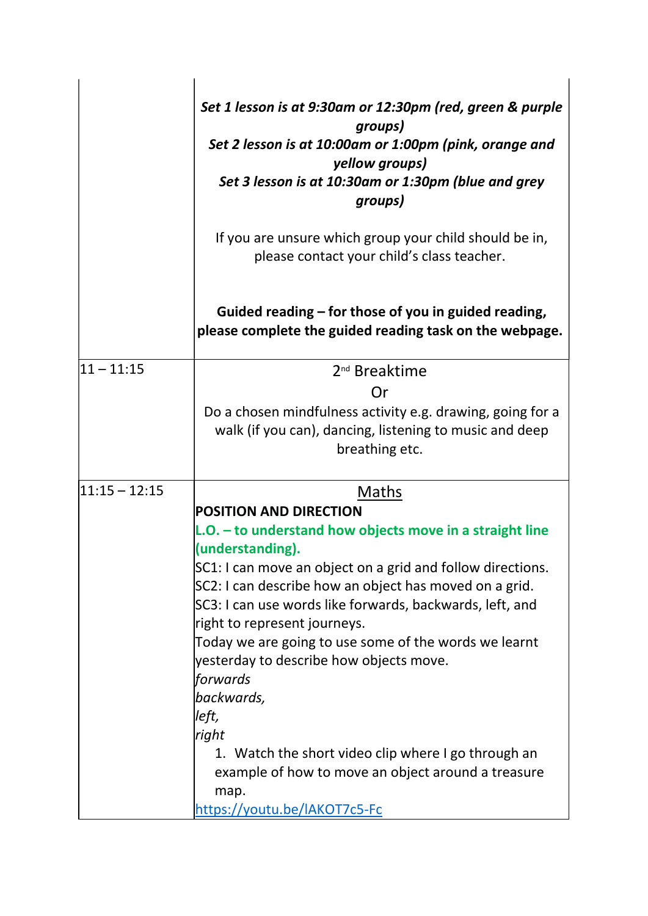| | |
|---|---|
| | ***Set 1 lesson is at 9:30am or 12:30pm (red, green & purple groups)***<br>***Set 2 lesson is at 10:00am or 1:00pm (pink, orange and yellow groups)***<br>***Set 3 lesson is at 10:30am or 1:30pm (blue and grey groups)***<br><br>If you are unsure which group your child should be in, please contact your child's class teacher.<br><br>**Guided reading – for those of you in guided reading, please complete the guided reading task on the webpage.** |
| 11 – 11:15 | 2nd Breaktime<br>Or<br>Do a chosen mindfulness activity e.g. drawing, going for a walk (if you can), dancing, listening to music and deep breathing etc. |
| 11:15 – 12:15 | Maths<br>**POSITION AND DIRECTION**<br>**L.O. – to understand how objects move in a straight line (understanding).**<br>SC1: I can move an object on a grid and follow directions.<br>SC2: I can describe how an object has moved on a grid.<br>SC3: I can use words like forwards, backwards, left, and right to represent journeys.<br>Today we are going to use some of the words we learnt yesterday to describe how objects move.<br>*forwards*<br>*backwards,*<br>*left,*<br>*right*<br>1. Watch the short video clip where I go through an example of how to move an object around a treasure map.<br>https://youtu.be/lAKOT7c5-Fc |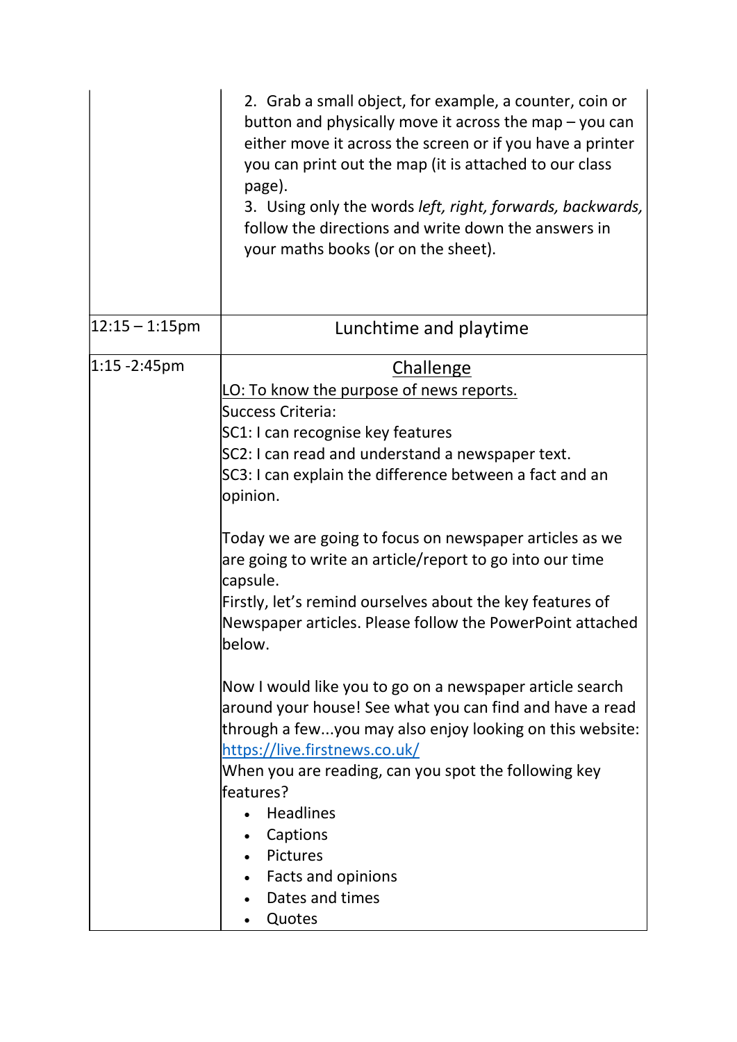| | |
|---|---|
| | 2. Grab a small object, for example, a counter, coin or button and physically move it across the map – you can either move it across the screen or if you have a printer you can print out the map (it is attached to our class page).<br>3. Using only the words *left, right, forwards, backwards,* follow the directions and write down the answers in your maths books (or on the sheet). |
| 12:15 – 1:15pm | Lunchtime and playtime |
| 1:15 -2:45pm | <u>Challenge</u><br><u>LO: To know the purpose of news reports.</u><br>Success Criteria:<br>SC1: I can recognise key features<br>SC2: I can read and understand a newspaper text.<br>SC3: I can explain the difference between a fact and an opinion.<br><br>Today we are going to focus on newspaper articles as we are going to write an article/report to go into our time capsule.<br>Firstly, let's remind ourselves about the key features of Newspaper articles. Please follow the PowerPoint attached below.<br><br>Now I would like you to go on a newspaper article search around your house! See what you can find and have a read through a few...you may also enjoy looking on this website: [https://live.firstnews.co.uk/](https://live.firstnews.co.uk/)<br>When you are reading, can you spot the following key features?<br>• Headlines<br>• Captions<br>• Pictures<br>• Facts and opinions<br>• Dates and times<br>• Quotes |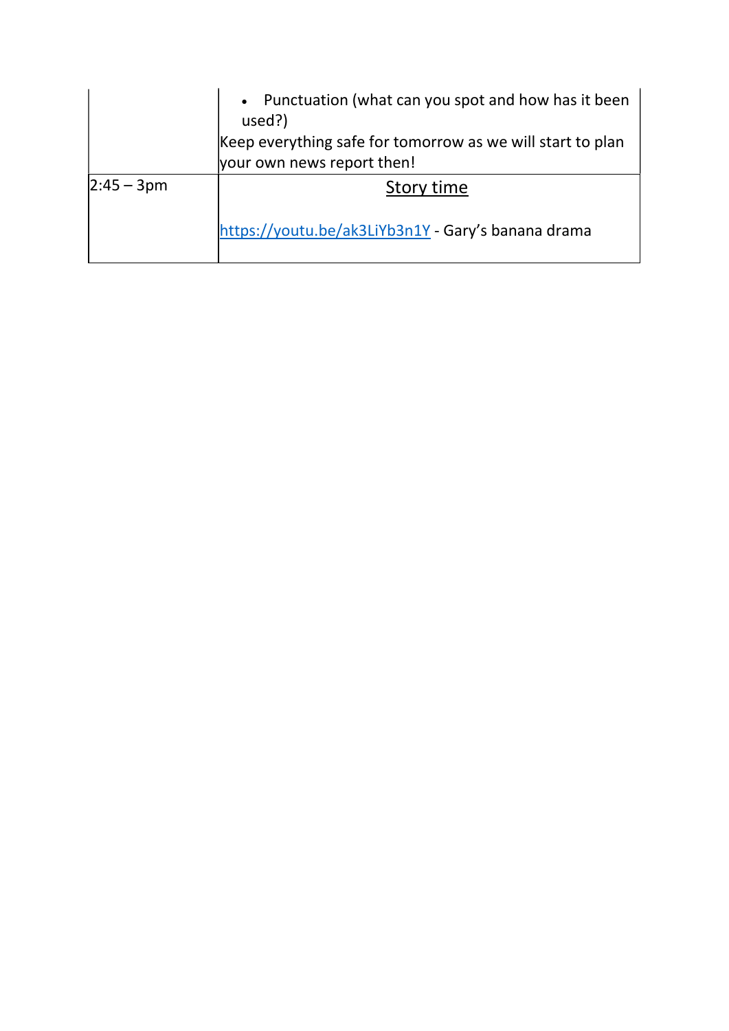| | |
|---|---|
| | • Punctuation (what can you spot and how has it been used?)<br>Keep everything safe for tomorrow as we will start to plan your own news report then! |
| 2:45 – 3pm | Story time<br><br>https://youtu.be/ak3LiYb3n1Y - Gary's banana drama |